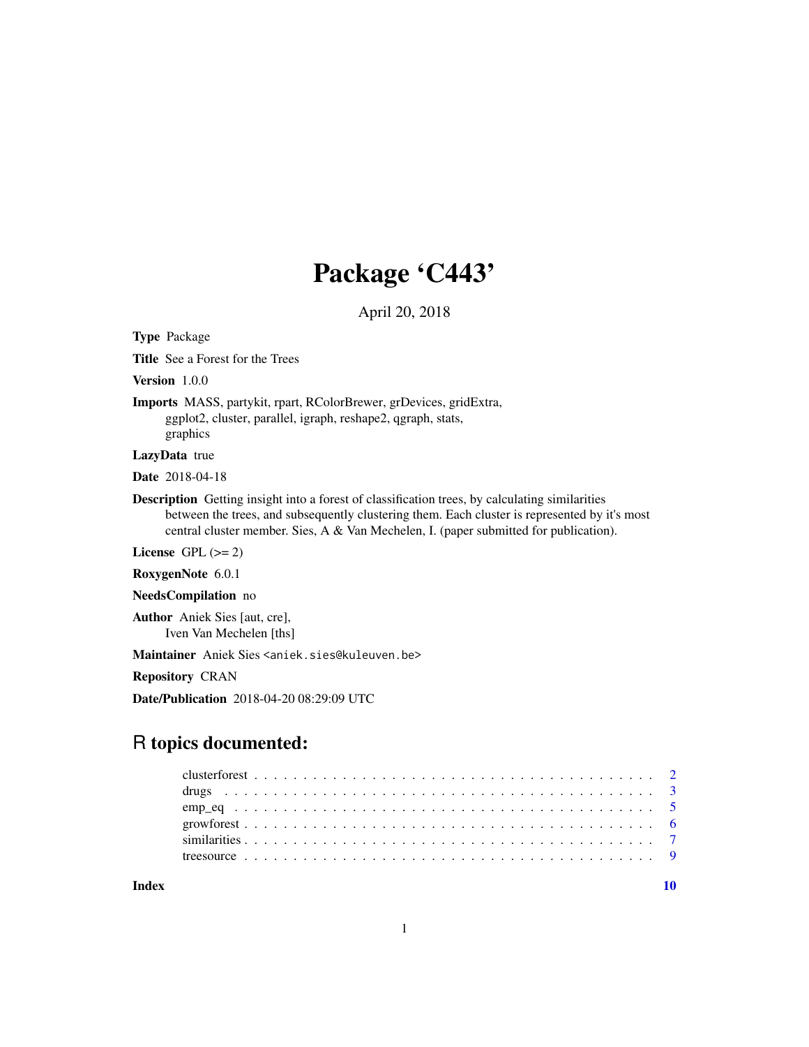# Package 'C443'

April 20, 2018

**Type** Package

**Title** See a Forest for the Trees

**Version** 1.0.0

**Imports** MASS, partykit, rpart, RColorBrewer, grDevices, gridExtra, ggplot2, cluster, parallel, igraph, reshape2, qgraph, stats, graphics

**LazyData** true

**Date** 2018-04-18

**Description** Getting insight into a forest of classification trees, by calculating similarities between the trees, and subsequently clustering them. Each cluster is represented by it's most central cluster member. Sies, A & Van Mechelen, I. (paper submitted for publication).

**License** GPL (>= 2)

**RoxygenNote** 6.0.1

**NeedsCompilation** no

**Author** Aniek Sies [aut, cre], Iven Van Mechelen [ths]

**Maintainer** Aniek Sies <aniek.sies@kuleuven.be>

**Repository** CRAN

**Date/Publication** 2018-04-20 08:29:09 UTC

## R topics documented:

| | |
|---|---|
| clusterforest | 2 |
| drugs | 3 |
| emp_eq | 5 |
| growforest | 6 |
| similarities | 7 |
| treesource | 9 |
| **Index** | **10** |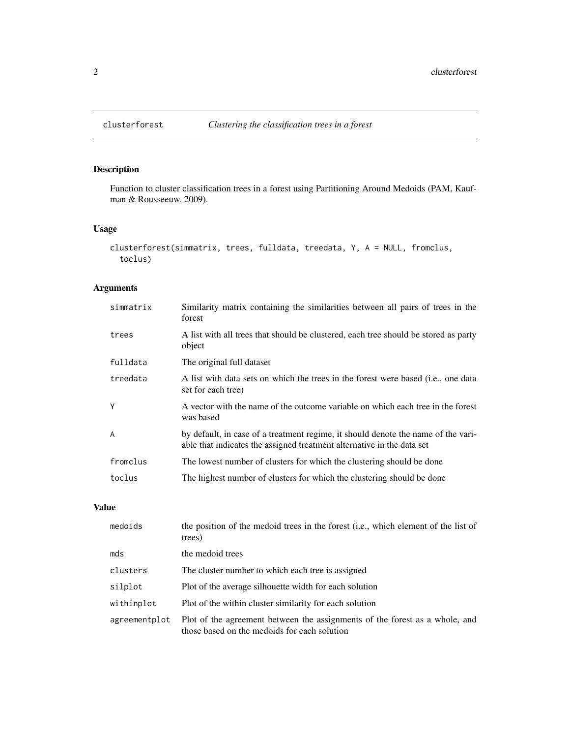# clusterforest *Clustering the classification trees in a forest*

## Description

Function to cluster classification trees in a forest using Partitioning Around Medoids (PAM, Kaufman & Rousseeuw, 2009).

## Usage

```
clusterforest(simmatrix, trees, fulldata, treedata, Y, A = NULL, fromclus,
  toclus)
```

## Arguments

| | |
|---|---|
| simmatrix | Similarity matrix containing the similarities between all pairs of trees in the forest |
| trees | A list with all trees that should be clustered, each tree should be stored as party object |
| fulldata | The original full dataset |
| treedata | A list with data sets on which the trees in the forest were based (i.e., one data set for each tree) |
| Y | A vector with the name of the outcome variable on which each tree in the forest was based |
| A | by default, in case of a treatment regime, it should denote the name of the variable that indicates the assigned treatment alternative in the data set |
| fromclus | The lowest number of clusters for which the clustering should be done |
| toclus | The highest number of clusters for which the clustering should be done |

## Value

| | |
|---|---|
| medoids | the position of the medoid trees in the forest (i.e., which element of the list of trees) |
| mds | the medoid trees |
| clusters | The cluster number to which each tree is assigned |
| silplot | Plot of the average silhouette width for each solution |
| withinplot | Plot of the within cluster similarity for each solution |
| agreementplot | Plot of the agreement between the assignments of the forest as a whole, and those based on the medoids for each solution |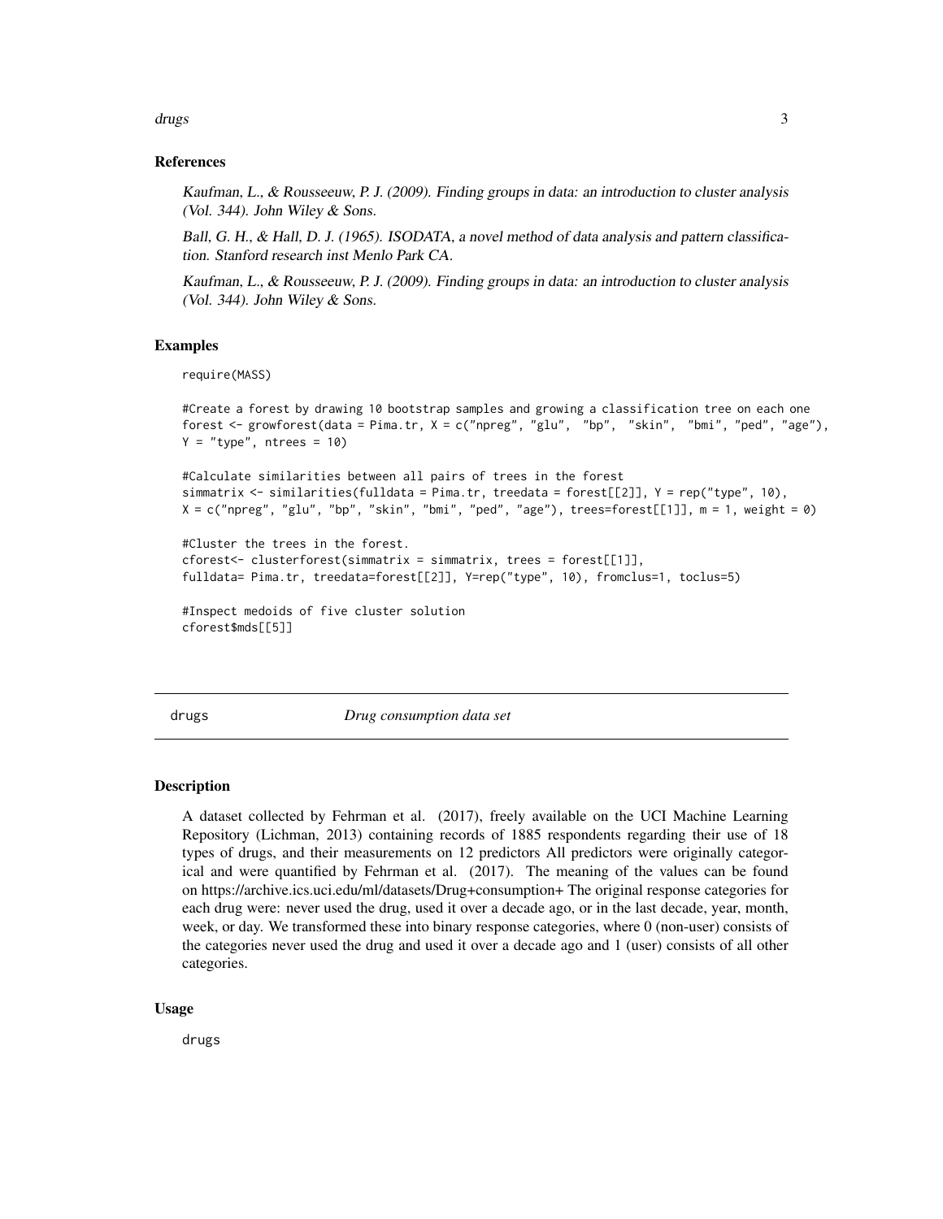### References

*Kaufman, L., & Rousseeuw, P. J. (2009). Finding groups in data: an introduction to cluster analysis (Vol. 344). John Wiley & Sons.*

*Ball, G. H., & Hall, D. J. (1965). ISODATA, a novel method of data analysis and pattern classification. Stanford research inst Menlo Park CA.*

*Kaufman, L., & Rousseeuw, P. J. (2009). Finding groups in data: an introduction to cluster analysis (Vol. 344). John Wiley & Sons.*

### Examples

```
require(MASS)

#Create a forest by drawing 10 bootstrap samples and growing a classification tree on each one
forest <- growforest(data = Pima.tr, X = c("npreg", "glu",  "bp",  "skin",  "bmi", "ped", "age"),
Y = "type", ntrees = 10)

#Calculate similarities between all pairs of trees in the forest
simmatrix <- similarities(fulldata = Pima.tr, treedata = forest[[2]], Y = rep("type", 10),
X = c("npreg", "glu", "bp", "skin", "bmi", "ped", "age"), trees=forest[[1]], m = 1, weight = 0)

#Cluster the trees in the forest.
cforest<- clusterforest(simmatrix = simmatrix, trees = forest[[1]],
fulldata= Pima.tr, treedata=forest[[2]], Y=rep("type", 10), fromclus=1, toclus=5)

#Inspect medoids of five cluster solution
cforest$mds[[5]]
```

---

## drugs — *Drug consumption data set*

### Description

A dataset collected by Fehrman et al. (2017), freely available on the UCI Machine Learning Repository (Lichman, 2013) containing records of 1885 respondents regarding their use of 18 types of drugs, and their measurements on 12 predictors All predictors were originally categorical and were quantified by Fehrman et al. (2017). The meaning of the values can be found on https://archive.ics.uci.edu/ml/datasets/Drug+consumption+ The original response categories for each drug were: never used the drug, used it over a decade ago, or in the last decade, year, month, week, or day. We transformed these into binary response categories, where 0 (non-user) consists of the categories never used the drug and used it over a decade ago and 1 (user) consists of all other categories.

### Usage

```
drugs
```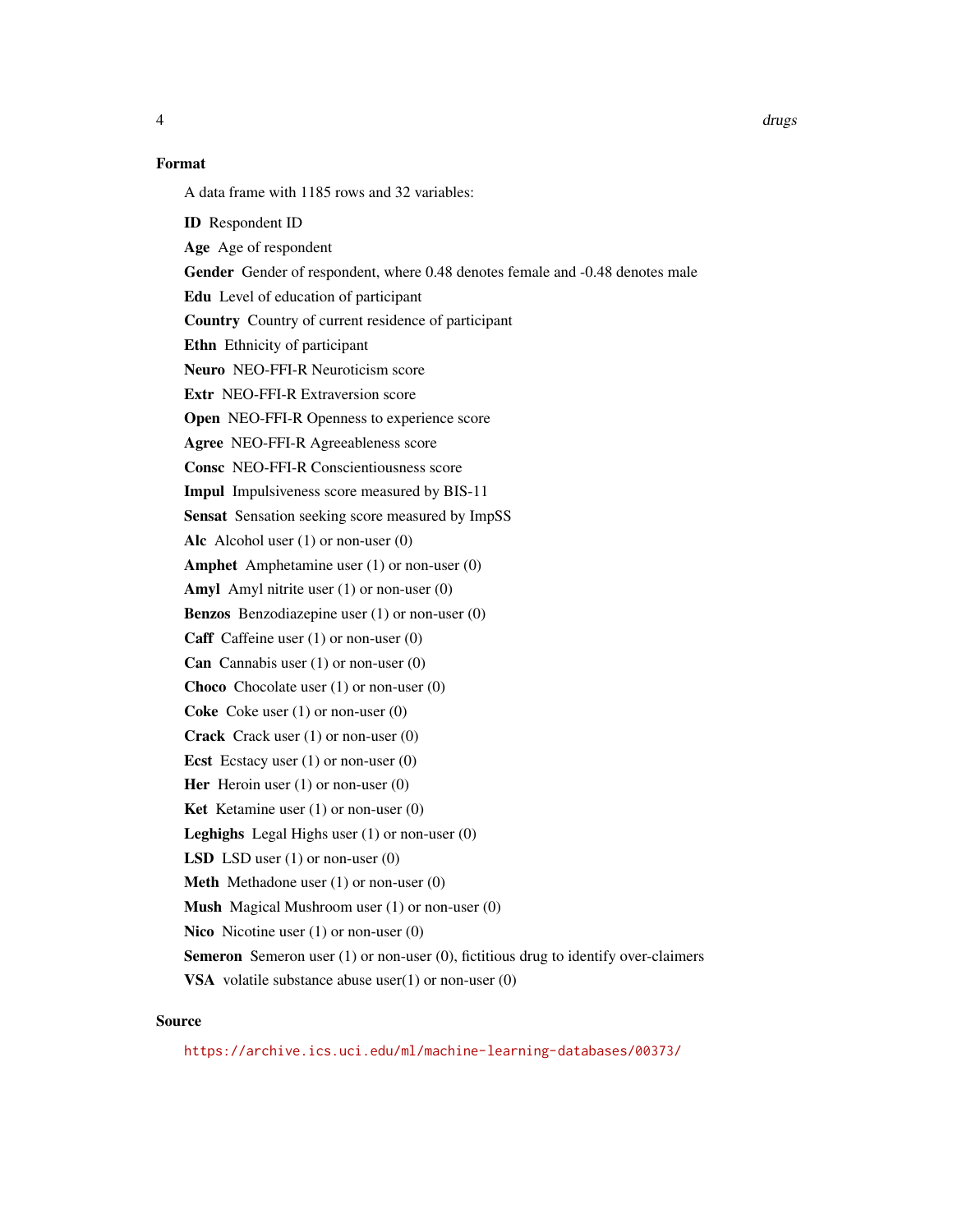### Format

A data frame with 1185 rows and 32 variables:

**ID** Respondent ID

**Age** Age of respondent

**Gender** Gender of respondent, where 0.48 denotes female and -0.48 denotes male

**Edu** Level of education of participant

**Country** Country of current residence of participant

**Ethn** Ethnicity of participant

**Neuro** NEO-FFI-R Neuroticism score

**Extr** NEO-FFI-R Extraversion score

**Open** NEO-FFI-R Openness to experience score

**Agree** NEO-FFI-R Agreeableness score

**Consc** NEO-FFI-R Conscientiousness score

**Impul** Impulsiveness score measured by BIS-11

**Sensat** Sensation seeking score measured by ImpSS

**Alc** Alcohol user (1) or non-user (0)

**Amphet** Amphetamine user (1) or non-user (0)

**Amyl** Amyl nitrite user (1) or non-user (0)

**Benzos** Benzodiazepine user (1) or non-user (0)

**Caff** Caffeine user (1) or non-user (0)

**Can** Cannabis user (1) or non-user (0)

**Choco** Chocolate user (1) or non-user (0)

**Coke** Coke user (1) or non-user (0)

**Crack** Crack user (1) or non-user (0)

**Ecst** Ecstacy user (1) or non-user (0)

**Her** Heroin user (1) or non-user (0)

**Ket** Ketamine user (1) or non-user (0)

**Leghighs** Legal Highs user (1) or non-user (0)

**LSD** LSD user (1) or non-user (0)

**Meth** Methadone user (1) or non-user (0)

**Mush** Magical Mushroom user (1) or non-user (0)

**Nico** Nicotine user (1) or non-user (0)

**Semeron** Semeron user (1) or non-user (0), fictitious drug to identify over-claimers

**VSA** volatile substance abuse user(1) or non-user (0)

### Source

https://archive.ics.uci.edu/ml/machine-learning-databases/00373/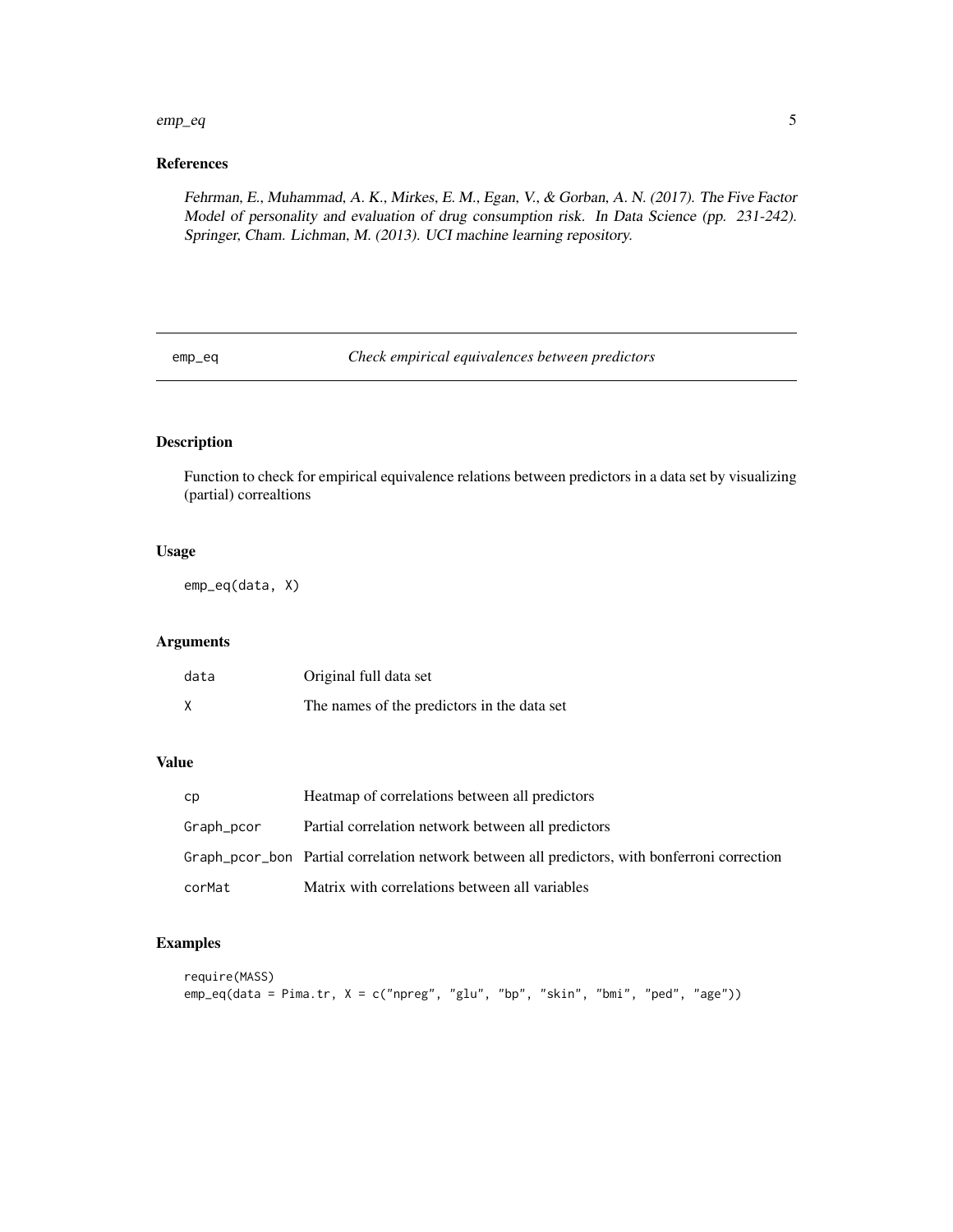## References

*Fehrman, E., Muhammad, A. K., Mirkes, E. M., Egan, V., & Gorban, A. N. (2017). The Five Factor Model of personality and evaluation of drug consumption risk. In Data Science (pp. 231-242). Springer, Cham. Lichman, M. (2013). UCI machine learning repository.*

---

# emp_eq — *Check empirical equivalences between predictors*

## Description

Function to check for empirical equivalence relations between predictors in a data set by visualizing (partial) correaltions

## Usage

```
emp_eq(data, X)
```

## Arguments

| | |
|---|---|
| `data` | Original full data set |
| `X` | The names of the predictors in the data set |

## Value

| | |
|---|---|
| `cp` | Heatmap of correlations between all predictors |
| `Graph_pcor` | Partial correlation network between all predictors |
| `Graph_pcor_bon` | Partial correlation network between all predictors, with bonferroni correction |
| `corMat` | Matrix with correlations between all variables |

## Examples

```
require(MASS)
emp_eq(data = Pima.tr, X = c("npreg", "glu", "bp", "skin", "bmi", "ped", "age"))
```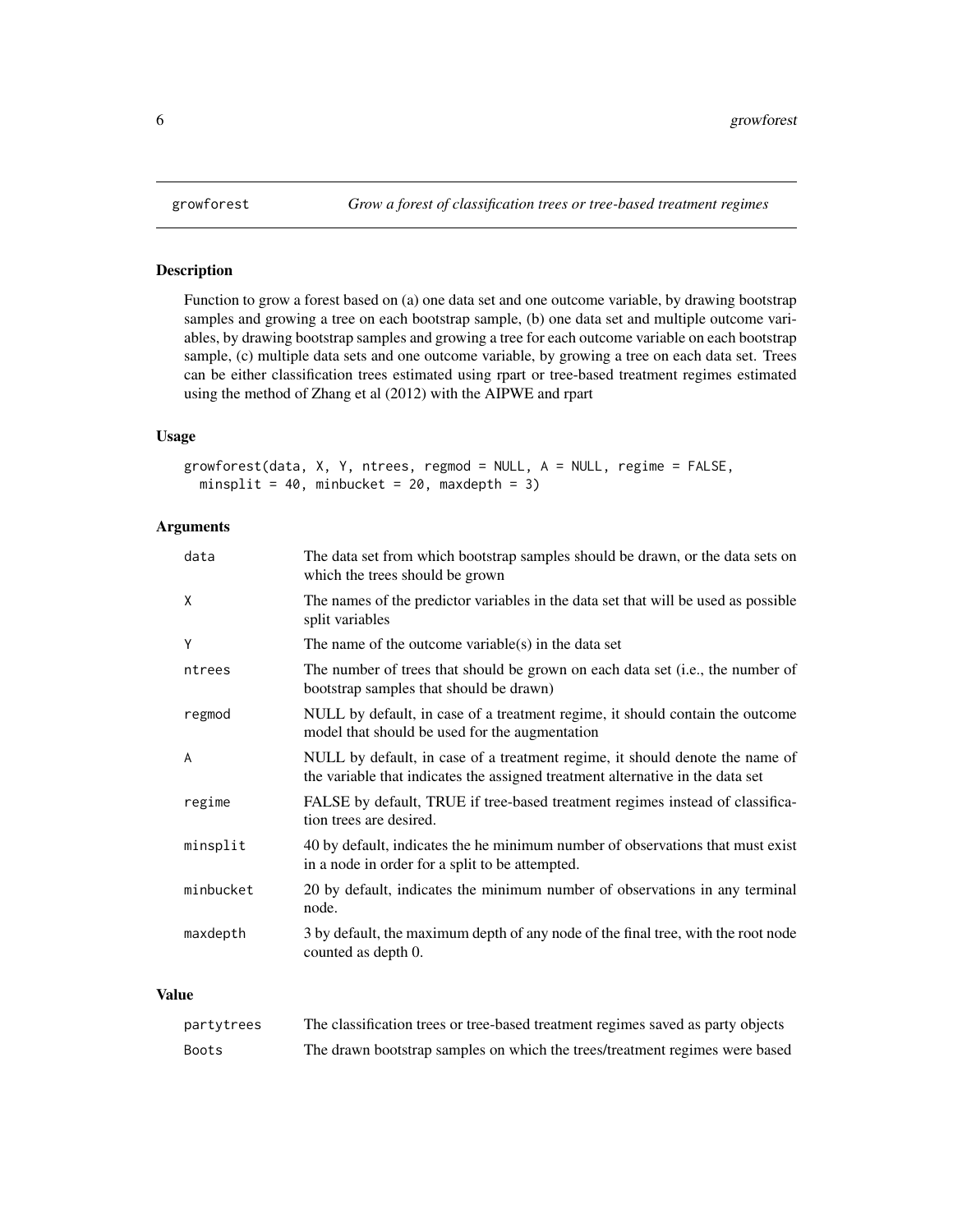# growforest — *Grow a forest of classification trees or tree-based treatment regimes*

## Description

Function to grow a forest based on (a) one data set and one outcome variable, by drawing bootstrap samples and growing a tree on each bootstrap sample, (b) one data set and multiple outcome variables, by drawing bootstrap samples and growing a tree for each outcome variable on each bootstrap sample, (c) multiple data sets and one outcome variable, by growing a tree on each data set. Trees can be either classification trees estimated using rpart or tree-based treatment regimes estimated using the method of Zhang et al (2012) with the AIPWE and rpart

## Usage

```
growforest(data, X, Y, ntrees, regmod = NULL, A = NULL, regime = FALSE,
  minsplit = 40, minbucket = 20, maxdepth = 3)
```

## Arguments

| | |
|---|---|
| data | The data set from which bootstrap samples should be drawn, or the data sets on which the trees should be grown |
| X | The names of the predictor variables in the data set that will be used as possible split variables |
| Y | The name of the outcome variable(s) in the data set |
| ntrees | The number of trees that should be grown on each data set (i.e., the number of bootstrap samples that should be drawn) |
| regmod | NULL by default, in case of a treatment regime, it should contain the outcome model that should be used for the augmentation |
| A | NULL by default, in case of a treatment regime, it should denote the name of the variable that indicates the assigned treatment alternative in the data set |
| regime | FALSE by default, TRUE if tree-based treatment regimes instead of classification trees are desired. |
| minsplit | 40 by default, indicates the he minimum number of observations that must exist in a node in order for a split to be attempted. |
| minbucket | 20 by default, indicates the minimum number of observations in any terminal node. |
| maxdepth | 3 by default, the maximum depth of any node of the final tree, with the root node counted as depth 0. |

## Value

| | |
|---|---|
| partytrees | The classification trees or tree-based treatment regimes saved as party objects |
| Boots | The drawn bootstrap samples on which the trees/treatment regimes were based |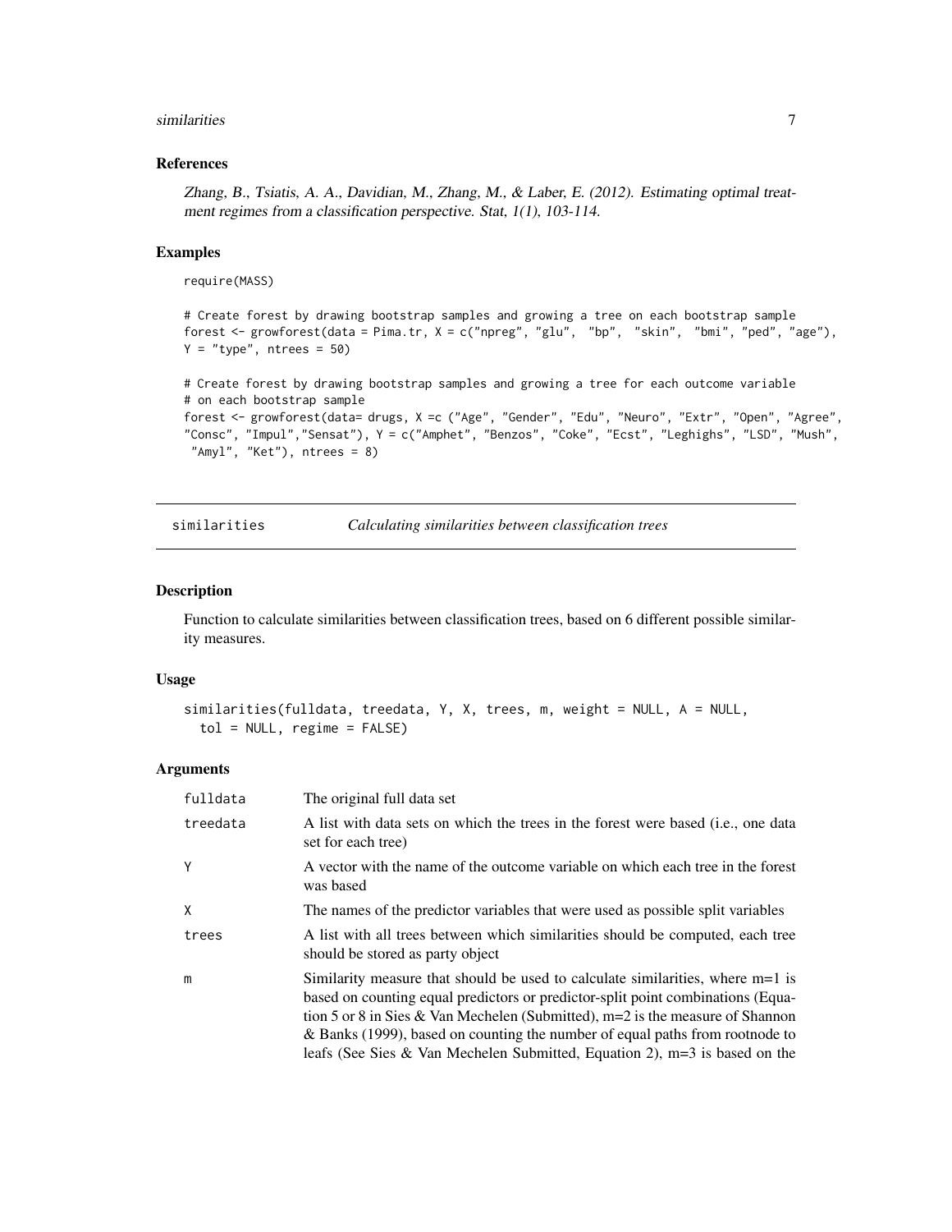### References

*Zhang, B., Tsiatis, A. A., Davidian, M., Zhang, M., & Laber, E. (2012). Estimating optimal treatment regimes from a classification perspective. Stat, 1(1), 103-114.*

### Examples

```
require(MASS)

# Create forest by drawing bootstrap samples and growing a tree on each bootstrap sample
forest <- growforest(data = Pima.tr, X = c("npreg", "glu",  "bp",  "skin",  "bmi", "ped", "age"),
Y = "type", ntrees = 50)

# Create forest by drawing bootstrap samples and growing a tree for each outcome variable
# on each bootstrap sample
forest <- growforest(data= drugs, X =c ("Age", "Gender", "Edu", "Neuro", "Extr", "Open", "Agree",
"Consc", "Impul","Sensat"), Y = c("Amphet", "Benzos", "Coke", "Ecst", "Leghighs", "LSD", "Mush",
 "Amyl", "Ket"), ntrees = 8)
```

---

## similarities — *Calculating similarities between classification trees*

### Description

Function to calculate similarities between classification trees, based on 6 different possible similarity measures.

### Usage

```
similarities(fulldata, treedata, Y, X, trees, m, weight = NULL, A = NULL,
  tol = NULL, regime = FALSE)
```

### Arguments

| | |
|---|---|
| fulldata | The original full data set |
| treedata | A list with data sets on which the trees in the forest were based (i.e., one data set for each tree) |
| Y | A vector with the name of the outcome variable on which each tree in the forest was based |
| X | The names of the predictor variables that were used as possible split variables |
| trees | A list with all trees between which similarities should be computed, each tree should be stored as party object |
| m | Similarity measure that should be used to calculate similarities, where m=1 is based on counting equal predictors or predictor-split point combinations (Equation 5 or 8 in Sies & Van Mechelen (Submitted), m=2 is the measure of Shannon & Banks (1999), based on counting the number of equal paths from rootnode to leafs (See Sies & Van Mechelen Submitted, Equation 2), m=3 is based on the |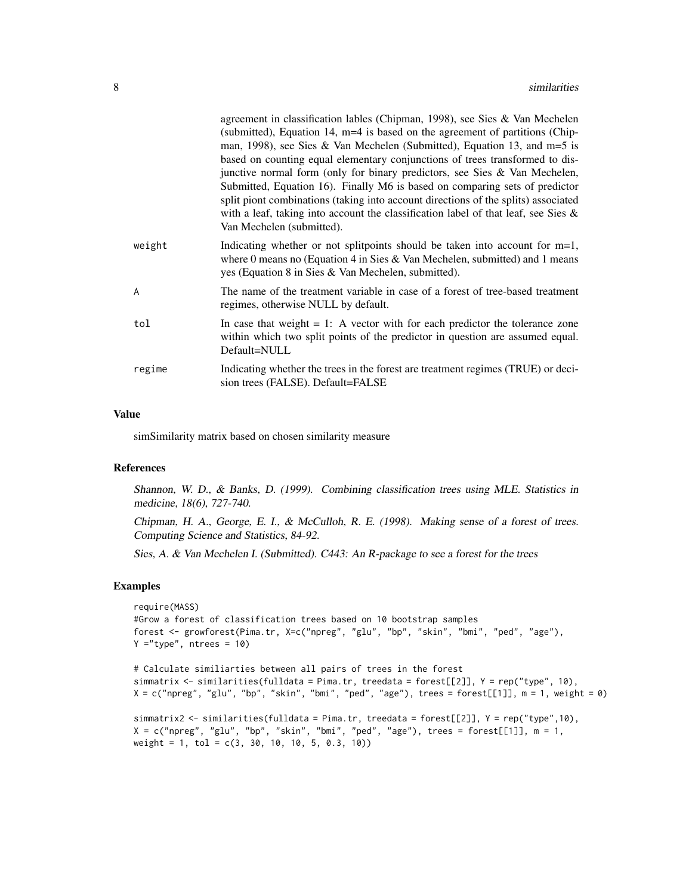agreement in classification lables (Chipman, 1998), see Sies & Van Mechelen (submitted), Equation 14, m=4 is based on the agreement of partitions (Chipman, 1998), see Sies & Van Mechelen (Submitted), Equation 13, and m=5 is based on counting equal elementary conjunctions of trees transformed to disjunctive normal form (only for binary predictors, see Sies & Van Mechelen, Submitted, Equation 16). Finally M6 is based on comparing sets of predictor split piont combinations (taking into account directions of the splits) associated with a leaf, taking into account the classification label of that leaf, see Sies & Van Mechelen (submitted).

| | |
|---|---|
| weight | Indicating whether or not splitpoints should be taken into account for m=1, where 0 means no (Equation 4 in Sies & Van Mechelen, submitted) and 1 means yes (Equation 8 in Sies & Van Mechelen, submitted). |
| A | The name of the treatment variable in case of a forest of tree-based treatment regimes, otherwise NULL by default. |
| tol | In case that weight = 1: A vector with for each predictor the tolerance zone within which two split points of the predictor in question are assumed equal. Default=NULL |
| regime | Indicating whether the trees in the forest are treatment regimes (TRUE) or decision trees (FALSE). Default=FALSE |

## Value

simSimilarity matrix based on chosen similarity measure

## References

*Shannon, W. D., & Banks, D. (1999). Combining classification trees using MLE. Statistics in medicine, 18(6), 727-740.*

*Chipman, H. A., George, E. I., & McCulloh, R. E. (1998). Making sense of a forest of trees. Computing Science and Statistics, 84-92.*

*Sies, A. & Van Mechelen I. (Submitted). C443: An R-package to see a forest for the trees*

## Examples

```
require(MASS)
#Grow a forest of classification trees based on 10 bootstrap samples
forest <- growforest(Pima.tr, X=c("npreg", "glu", "bp", "skin", "bmi", "ped", "age"),
Y ="type", ntrees = 10)

# Calculate similiarties between all pairs of trees in the forest
simmatrix <- similarities(fulldata = Pima.tr, treedata = forest[[2]], Y = rep("type", 10),
X = c("npreg", "glu", "bp", "skin", "bmi", "ped", "age"), trees = forest[[1]], m = 1, weight = 0)

simmatrix2 <- similarities(fulldata = Pima.tr, treedata = forest[[2]], Y = rep("type",10),
X = c("npreg", "glu", "bp", "skin", "bmi", "ped", "age"), trees = forest[[1]], m = 1,
weight = 1, tol = c(3, 30, 10, 10, 5, 0.3, 10))
```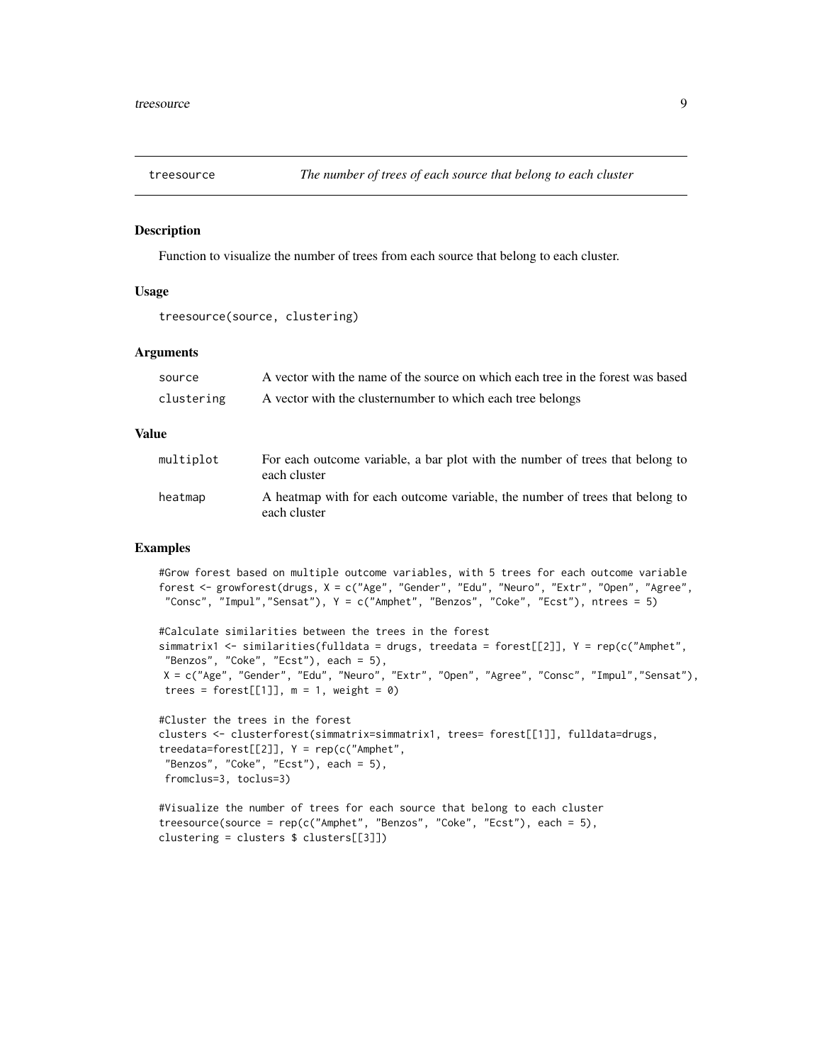## treesource — *The number of trees of each source that belong to each cluster*

### Description

Function to visualize the number of trees from each source that belong to each cluster.

### Usage

```
treesource(source, clustering)
```

### Arguments

| | |
|---|---|
| source | A vector with the name of the source on which each tree in the forest was based |
| clustering | A vector with the clusternumber to which each tree belongs |

### Value

| | |
|---|---|
| multiplot | For each outcome variable, a bar plot with the number of trees that belong to each cluster |
| heatmap | A heatmap with for each outcome variable, the number of trees that belong to each cluster |

### Examples

```
#Grow forest based on multiple outcome variables, with 5 trees for each outcome variable
forest <- growforest(drugs, X = c("Age", "Gender", "Edu", "Neuro", "Extr", "Open", "Agree",
 "Consc", "Impul","Sensat"), Y = c("Amphet", "Benzos", "Coke", "Ecst"), ntrees = 5)

#Calculate similarities between the trees in the forest
simmatrix1 <- similarities(fulldata = drugs, treedata = forest[[2]], Y = rep(c("Amphet",
 "Benzos", "Coke", "Ecst"), each = 5),
 X = c("Age", "Gender", "Edu", "Neuro", "Extr", "Open", "Agree", "Consc", "Impul","Sensat"),
 trees = forest[[1]], m = 1, weight = 0)

#Cluster the trees in the forest
clusters <- clusterforest(simmatrix=simmatrix1, trees= forest[[1]], fulldata=drugs,
treedata=forest[[2]], Y = rep(c("Amphet",
 "Benzos", "Coke", "Ecst"), each = 5),
 fromclus=3, toclus=3)

#Visualize the number of trees for each source that belong to each cluster
treesource(source = rep(c("Amphet", "Benzos", "Coke", "Ecst"), each = 5),
clustering = clusters $ clusters[[3]])
```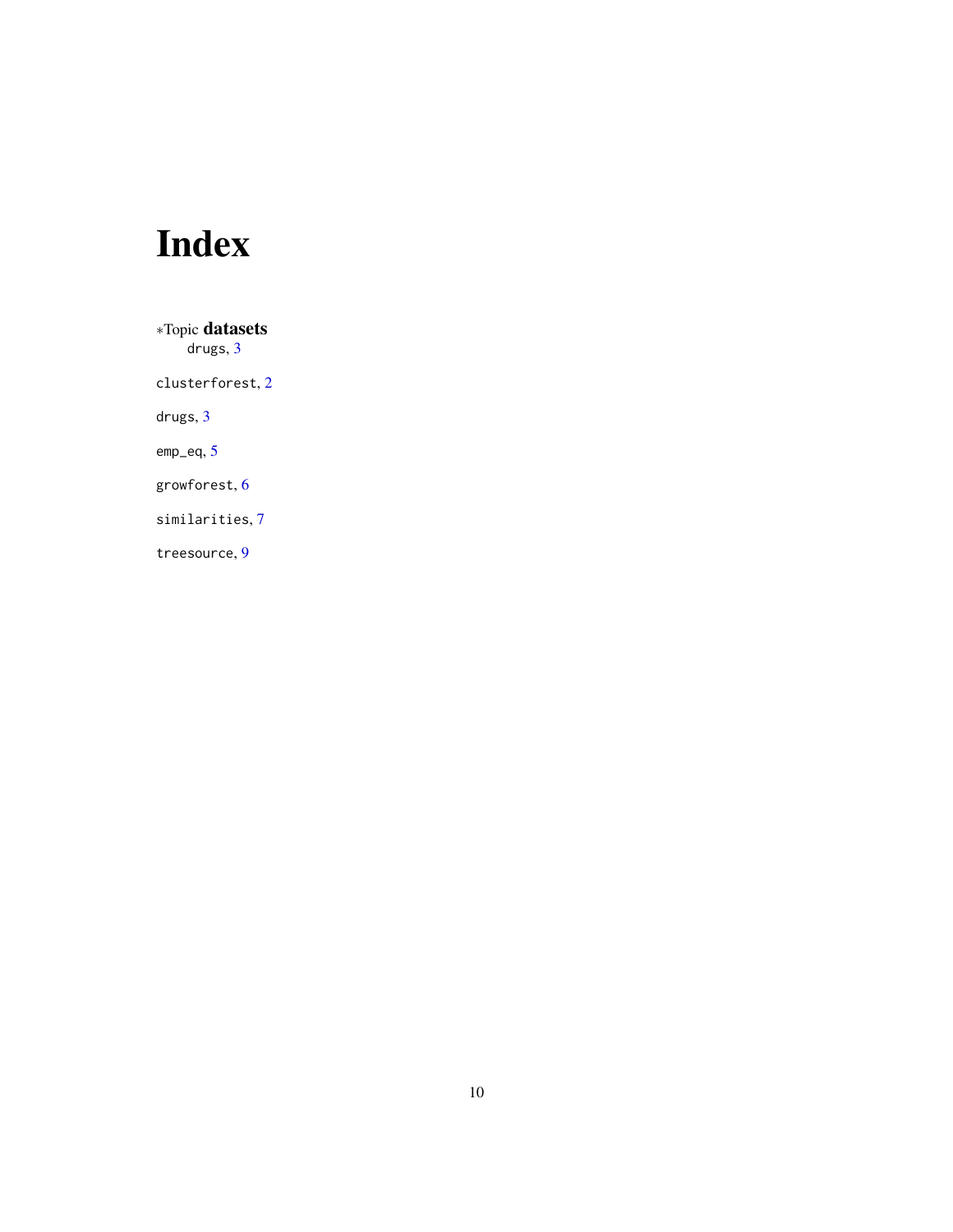# Index

∗Topic **datasets**

  drugs, 3

clusterforest, 2

drugs, 3

emp_eq, 5

growforest, 6

similarities, 7

treesource, 9